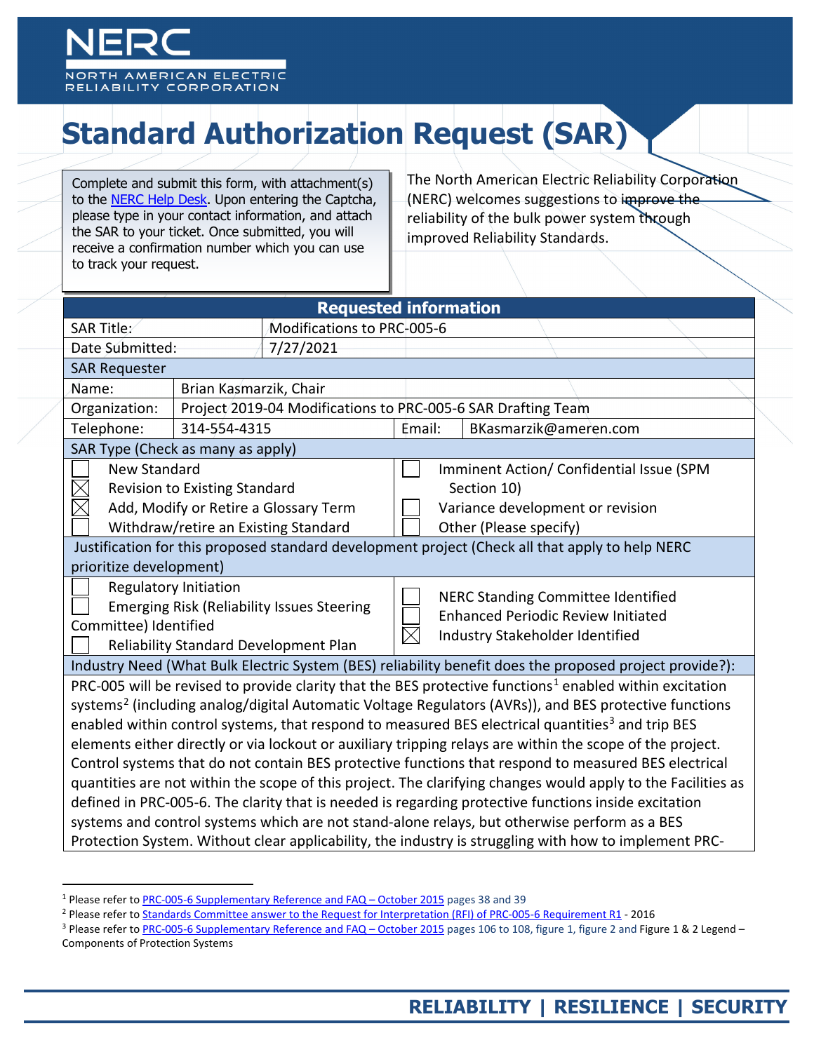# Standard Authorization Request (SAR)

Complete and submit this form, with attachment(s) to the NERC Help Desk. Upon entering the Captcha, please type in your contact information, and attach the SAR to your ticket. Once submitted, you will receive a confirmation number which you can use to track your request.

The North American Electric Reliability Corporation (NERC) welcomes suggestions to improve the reliability of the bulk power system through improved Reliability Standards.

| **Requested information** | | | |
|---|---|---|---|
| SAR Title: | Modifications to PRC-005-6 | | |
| Date Submitted: | 7/27/2021 | | |
| **SAR Requester** | | | |
| Name: | Brian Kasmarzik, Chair | | |
| Organization: | Project 2019-04 Modifications to PRC-005-6 SAR Drafting Team | | |
| Telephone: | 314-554-4315 | Email: | BKasmarzik@ameren.com |

**SAR Type (Check as many as apply)**

- ☐ New Standard
- ☒ Revision to Existing Standard
- ☒ Add, Modify or Retire a Glossary Term
- ☐ Withdraw/retire an Existing Standard
- ☐ Imminent Action/ Confidential Issue (SPM Section 10)
- ☐ Variance development or revision
- ☐ Other (Please specify)

**Justification for this proposed standard development project (Check all that apply to help NERC prioritize development)**

- ☐ Regulatory Initiation
- ☐ Emerging Risk (Reliability Issues Steering Committee) Identified
- ☐ Reliability Standard Development Plan
- ☐ NERC Standing Committee Identified
- ☐ Enhanced Periodic Review Initiated
- ☒ Industry Stakeholder Identified

**Industry Need (What Bulk Electric System (BES) reliability benefit does the proposed project provide?):**

PRC-005 will be revised to provide clarity that the BES protective functions[1] enabled within excitation systems[2] (including analog/digital Automatic Voltage Regulators (AVRs)), and BES protective functions enabled within control systems, that respond to measured BES electrical quantities[3] and trip BES elements either directly or via lockout or auxiliary tripping relays are within the scope of the project. Control systems that do not contain BES protective functions that respond to measured BES electrical quantities are not within the scope of this project. The clarifying changes would apply to the Facilities as defined in PRC-005-6. The clarity that is needed is regarding protective functions inside excitation systems and control systems which are not stand-alone relays, but otherwise perform as a BES Protection System. Without clear applicability, the industry is struggling with how to implement PRC-

---

[1] Please refer to PRC-005-6 Supplementary Reference and FAQ – October 2015 pages 38 and 39

[2] Please refer to Standards Committee answer to the Request for Interpretation (RFI) of PRC-005-6 Requirement R1 - 2016

[3] Please refer to PRC-005-6 Supplementary Reference and FAQ – October 2015 pages 106 to 108, figure 1, figure 2 and Figure 1 & 2 Legend – Components of Protection Systems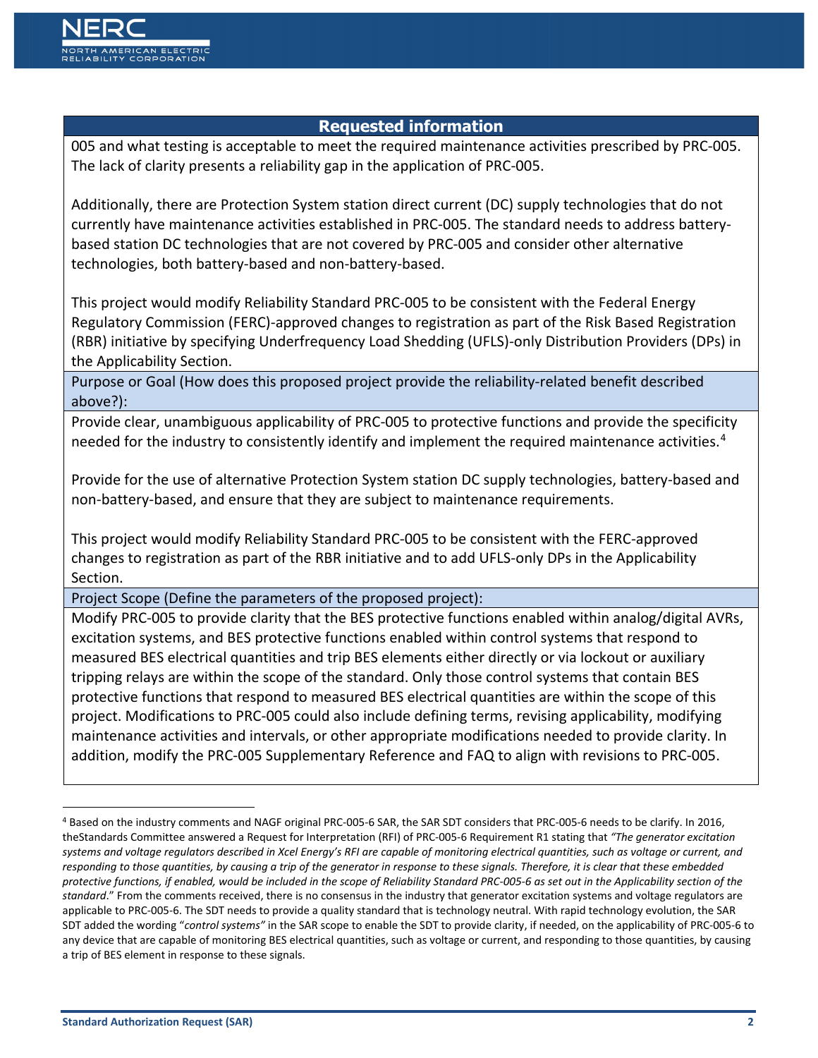| Requested information |
| --- |
| 005 and what testing is acceptable to meet the required maintenance activities prescribed by PRC-005. The lack of clarity presents a reliability gap in the application of PRC-005.<br><br>Additionally, there are Protection System station direct current (DC) supply technologies that do not currently have maintenance activities established in PRC-005. The standard needs to address battery-based station DC technologies that are not covered by PRC-005 and consider other alternative technologies, both battery-based and non-battery-based.<br><br>This project would modify Reliability Standard PRC-005 to be consistent with the Federal Energy Regulatory Commission (FERC)-approved changes to registration as part of the Risk Based Registration (RBR) initiative by specifying Underfrequency Load Shedding (UFLS)-only Distribution Providers (DPs) in the Applicability Section. |
| Purpose or Goal (How does this proposed project provide the reliability-related benefit described above?): |
| Provide clear, unambiguous applicability of PRC-005 to protective functions and provide the specificity needed for the industry to consistently identify and implement the required maintenance activities.[4]<br><br>Provide for the use of alternative Protection System station DC supply technologies, battery-based and non-battery-based, and ensure that they are subject to maintenance requirements.<br><br>This project would modify Reliability Standard PRC-005 to be consistent with the FERC-approved changes to registration as part of the RBR initiative and to add UFLS-only DPs in the Applicability Section. |
| Project Scope (Define the parameters of the proposed project): |
| Modify PRC-005 to provide clarity that the BES protective functions enabled within analog/digital AVRs, excitation systems, and BES protective functions enabled within control systems that respond to measured BES electrical quantities and trip BES elements either directly or via lockout or auxiliary tripping relays are within the scope of the standard. Only those control systems that contain BES protective functions that respond to measured BES electrical quantities are within the scope of this project. Modifications to PRC-005 could also include defining terms, revising applicability, modifying maintenance activities and intervals, or other appropriate modifications needed to provide clarity. In addition, modify the PRC-005 Supplementary Reference and FAQ to align with revisions to PRC-005. |

[4] Based on the industry comments and NAGF original PRC-005-6 SAR, the SAR SDT considers that PRC-005-6 needs to be clarify. In 2016, theStandards Committee answered a Request for Interpretation (RFI) of PRC-005-6 Requirement R1 stating that *"The generator excitation systems and voltage regulators described in Xcel Energy's RFI are capable of monitoring electrical quantities, such as voltage or current, and responding to those quantities, by causing a trip of the generator in response to these signals. Therefore, it is clear that these embedded protective functions, if enabled, would be included in the scope of Reliability Standard PRC-005-6 as set out in the Applicability section of the standard*." From the comments received, there is no consensus in the industry that generator excitation systems and voltage regulators are applicable to PRC-005-6. The SDT needs to provide a quality standard that is technology neutral. With rapid technology evolution, the SAR SDT added the wording "*control systems"* in the SAR scope to enable the SDT to provide clarity, if needed, on the applicability of PRC-005-6 to any device that are capable of monitoring BES electrical quantities, such as voltage or current, and responding to those quantities, by causing a trip of BES element in response to these signals.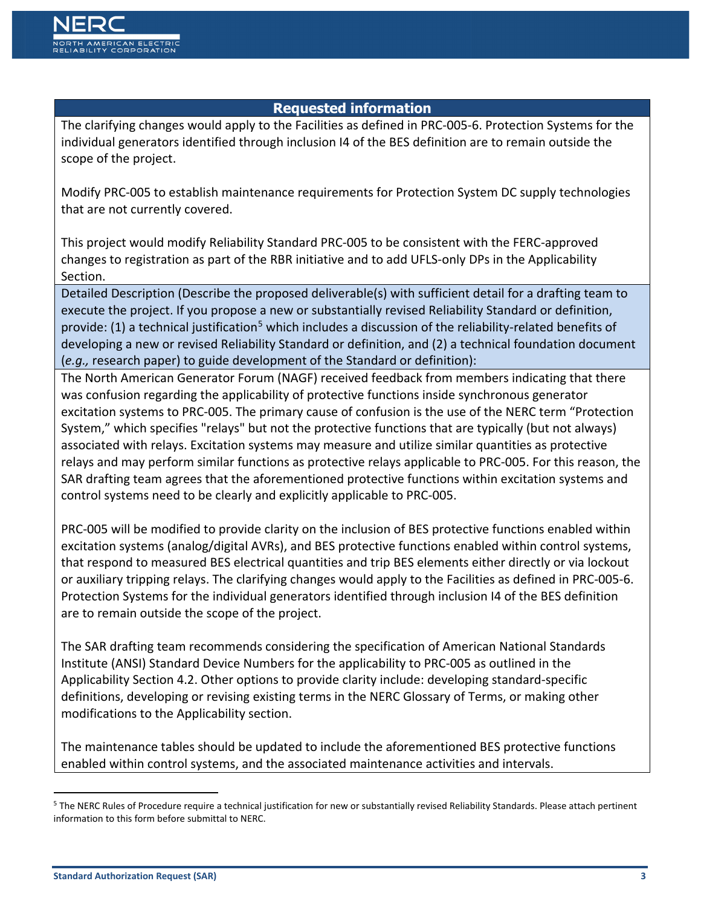| Requested information |
| --- |
| The clarifying changes would apply to the Facilities as defined in PRC-005-6. Protection Systems for the individual generators identified through inclusion I4 of the BES definition are to remain outside the scope of the project.<br><br>Modify PRC-005 to establish maintenance requirements for Protection System DC supply technologies that are not currently covered.<br><br>This project would modify Reliability Standard PRC-005 to be consistent with the FERC-approved changes to registration as part of the RBR initiative and to add UFLS-only DPs in the Applicability Section. |
| Detailed Description (Describe the proposed deliverable(s) with sufficient detail for a drafting team to execute the project. If you propose a new or substantially revised Reliability Standard or definition, provide: (1) a technical justification[5] which includes a discussion of the reliability-related benefits of developing a new or revised Reliability Standard or definition, and (2) a technical foundation document (*e.g.,* research paper) to guide development of the Standard or definition): |
| The North American Generator Forum (NAGF) received feedback from members indicating that there was confusion regarding the applicability of protective functions inside synchronous generator excitation systems to PRC-005. The primary cause of confusion is the use of the NERC term "Protection System," which specifies "relays" but not the protective functions that are typically (but not always) associated with relays. Excitation systems may measure and utilize similar quantities as protective relays and may perform similar functions as protective relays applicable to PRC-005. For this reason, the SAR drafting team agrees that the aforementioned protective functions within excitation systems and control systems need to be clearly and explicitly applicable to PRC-005.<br><br>PRC-005 will be modified to provide clarity on the inclusion of BES protective functions enabled within excitation systems (analog/digital AVRs), and BES protective functions enabled within control systems, that respond to measured BES electrical quantities and trip BES elements either directly or via lockout or auxiliary tripping relays. The clarifying changes would apply to the Facilities as defined in PRC-005-6. Protection Systems for the individual generators identified through inclusion I4 of the BES definition are to remain outside the scope of the project.<br><br>The SAR drafting team recommends considering the specification of American National Standards Institute (ANSI) Standard Device Numbers for the applicability to PRC-005 as outlined in the Applicability Section 4.2. Other options to provide clarity include: developing standard-specific definitions, developing or revising existing terms in the NERC Glossary of Terms, or making other modifications to the Applicability section.<br><br>The maintenance tables should be updated to include the aforementioned BES protective functions enabled within control systems, and the associated maintenance activities and intervals. |

[5] The NERC Rules of Procedure require a technical justification for new or substantially revised Reliability Standards. Please attach pertinent information to this form before submittal to NERC.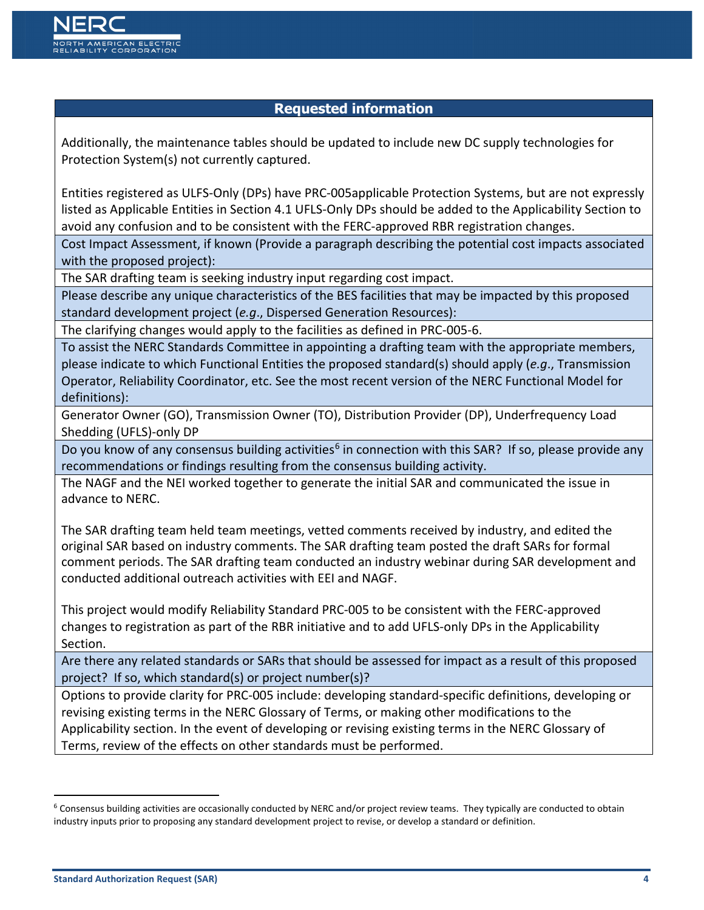| Requested information |
|---|
| Additionally, the maintenance tables should be updated to include new DC supply technologies for Protection System(s) not currently captured.<br><br>Entities registered as ULFS-Only (DPs) have PRC-005applicable Protection Systems, but are not expressly listed as Applicable Entities in Section 4.1 UFLS-Only DPs should be added to the Applicability Section to avoid any confusion and to be consistent with the FERC-approved RBR registration changes. |
| Cost Impact Assessment, if known (Provide a paragraph describing the potential cost impacts associated with the proposed project): |
| The SAR drafting team is seeking industry input regarding cost impact. |
| Please describe any unique characteristics of the BES facilities that may be impacted by this proposed standard development project (*e.g*., Dispersed Generation Resources): |
| The clarifying changes would apply to the facilities as defined in PRC-005-6. |
| To assist the NERC Standards Committee in appointing a drafting team with the appropriate members, please indicate to which Functional Entities the proposed standard(s) should apply (*e.g*., Transmission Operator, Reliability Coordinator, etc. See the most recent version of the NERC Functional Model for definitions): |
| Generator Owner (GO), Transmission Owner (TO), Distribution Provider (DP), Underfrequency Load Shedding (UFLS)-only DP |
| Do you know of any consensus building activities[6] in connection with this SAR? If so, please provide any recommendations or findings resulting from the consensus building activity. |
| The NAGF and the NEI worked together to generate the initial SAR and communicated the issue in advance to NERC.<br><br>The SAR drafting team held team meetings, vetted comments received by industry, and edited the original SAR based on industry comments. The SAR drafting team posted the draft SARs for formal comment periods. The SAR drafting team conducted an industry webinar during SAR development and conducted additional outreach activities with EEI and NAGF.<br><br>This project would modify Reliability Standard PRC-005 to be consistent with the FERC-approved changes to registration as part of the RBR initiative and to add UFLS-only DPs in the Applicability Section. |
| Are there any related standards or SARs that should be assessed for impact as a result of this proposed project? If so, which standard(s) or project number(s)? |
| Options to provide clarity for PRC-005 include: developing standard-specific definitions, developing or revising existing terms in the NERC Glossary of Terms, or making other modifications to the Applicability section. In the event of developing or revising existing terms in the NERC Glossary of Terms, review of the effects on other standards must be performed. |

[6] Consensus building activities are occasionally conducted by NERC and/or project review teams. They typically are conducted to obtain industry inputs prior to proposing any standard development project to revise, or develop a standard or definition.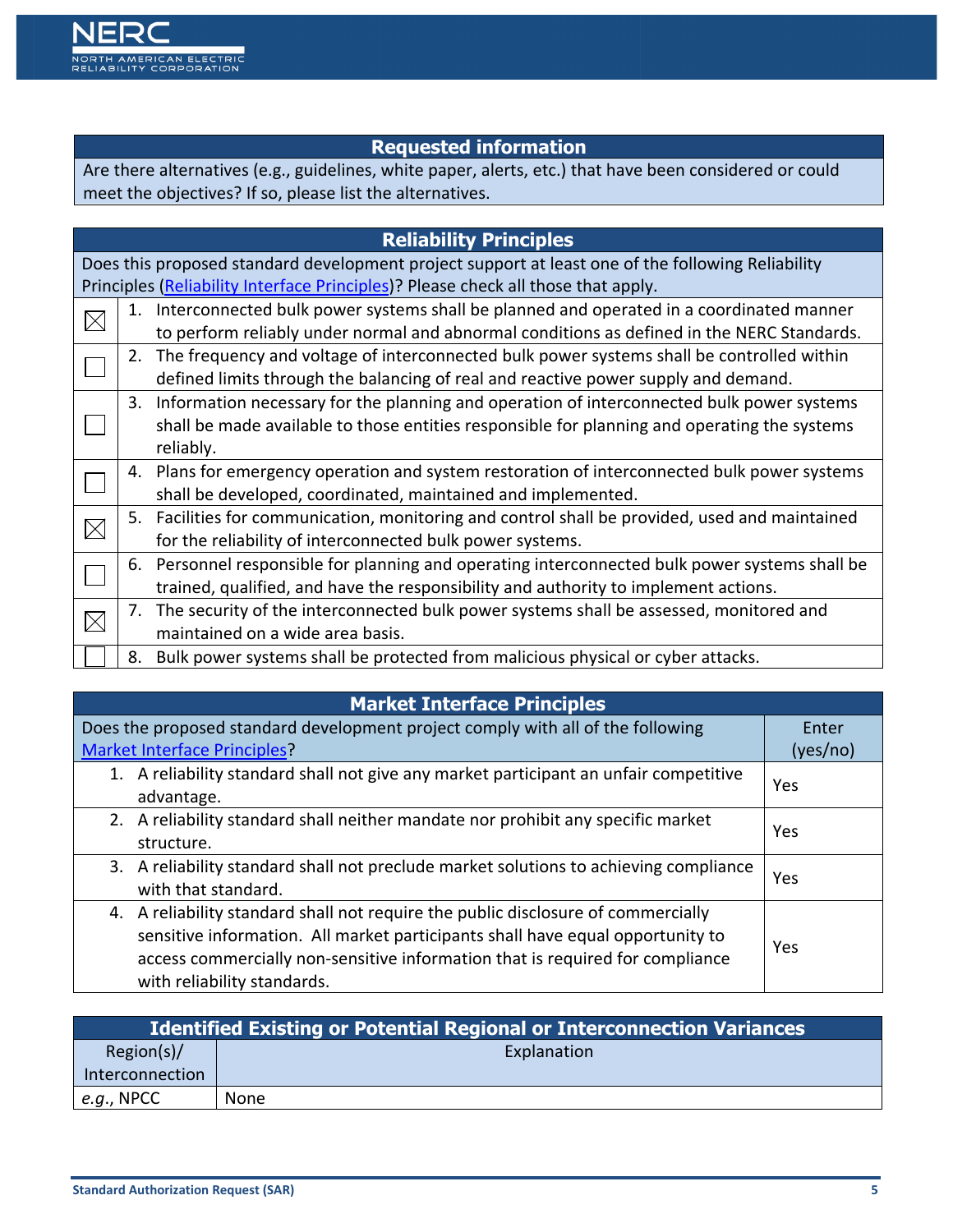| Requested information |
| --- |
| Are there alternatives (e.g., guidelines, white paper, alerts, etc.) that have been considered or could meet the objectives? If so, please list the alternatives. |

| Reliability Principles | |
| --- | --- |
| Does this proposed standard development project support at least one of the following Reliability Principles ([Reliability Interface Principles](#))? Please check all those that apply. | |
| ☒ | 1. Interconnected bulk power systems shall be planned and operated in a coordinated manner to perform reliably under normal and abnormal conditions as defined in the NERC Standards. |
| ☐ | 2. The frequency and voltage of interconnected bulk power systems shall be controlled within defined limits through the balancing of real and reactive power supply and demand. |
| ☐ | 3. Information necessary for the planning and operation of interconnected bulk power systems shall be made available to those entities responsible for planning and operating the systems reliably. |
| ☐ | 4. Plans for emergency operation and system restoration of interconnected bulk power systems shall be developed, coordinated, maintained and implemented. |
| ☒ | 5. Facilities for communication, monitoring and control shall be provided, used and maintained for the reliability of interconnected bulk power systems. |
| ☐ | 6. Personnel responsible for planning and operating interconnected bulk power systems shall be trained, qualified, and have the responsibility and authority to implement actions. |
| ☒ | 7. The security of the interconnected bulk power systems shall be assessed, monitored and maintained on a wide area basis. |
| ☐ | 8. Bulk power systems shall be protected from malicious physical or cyber attacks. |

| Market Interface Principles | |
| --- | --- |
| Does the proposed standard development project comply with all of the following [Market Interface Principles](#)? | Enter (yes/no) |
| 1. A reliability standard shall not give any market participant an unfair competitive advantage. | Yes |
| 2. A reliability standard shall neither mandate nor prohibit any specific market structure. | Yes |
| 3. A reliability standard shall not preclude market solutions to achieving compliance with that standard. | Yes |
| 4. A reliability standard shall not require the public disclosure of commercially sensitive information. All market participants shall have equal opportunity to access commercially non-sensitive information that is required for compliance with reliability standards. | Yes |

| Identified Existing or Potential Regional or Interconnection Variances | |
| --- | --- |
| Region(s)/ Interconnection | Explanation |
| *e.g.*, NPCC | None |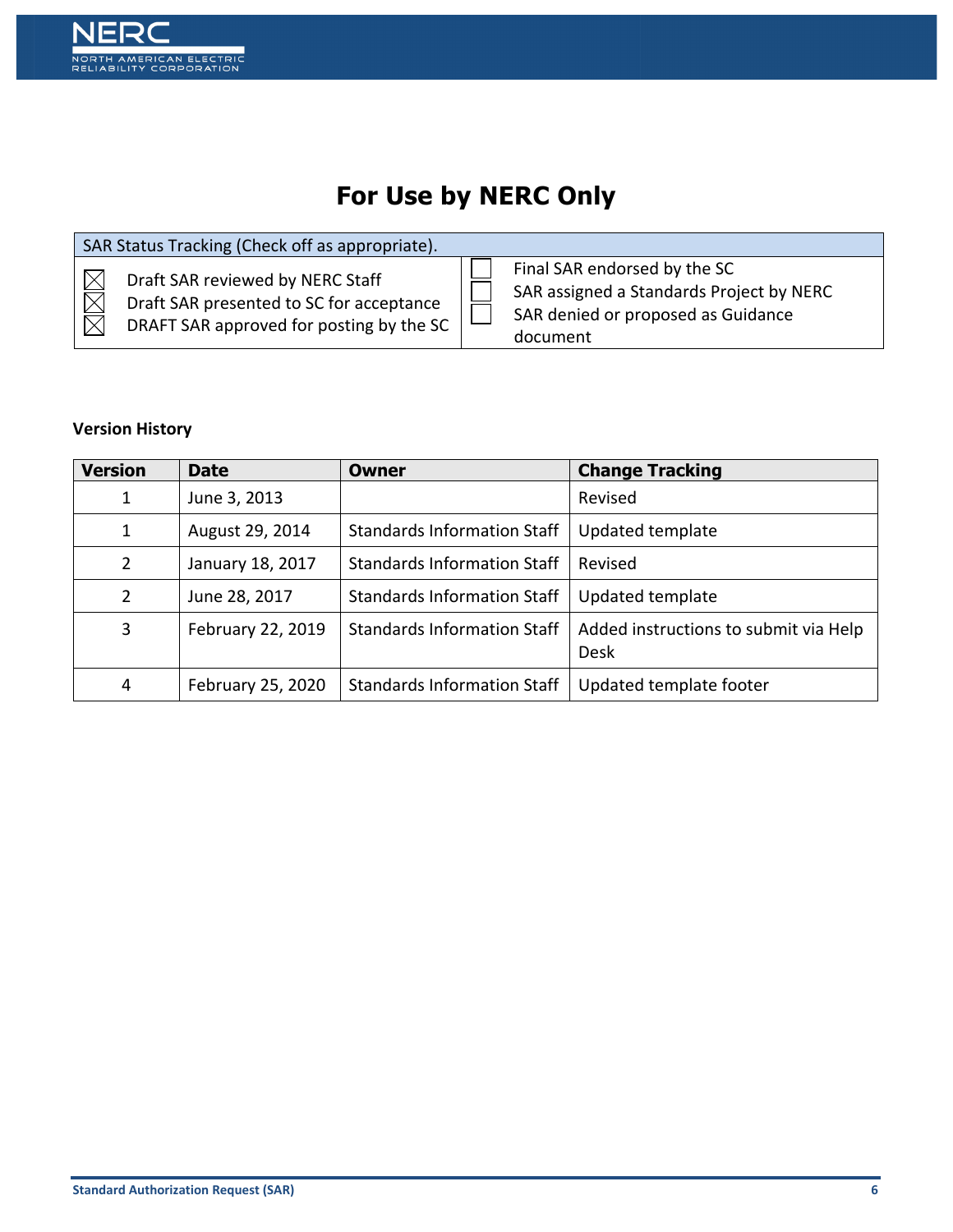# For Use by NERC Only

| SAR Status Tracking (Check off as appropriate). | |
|---|---|
| ☒ Draft SAR reviewed by NERC Staff<br>☒ Draft SAR presented to SC for acceptance<br>☒ DRAFT SAR approved for posting by the SC | ☐ Final SAR endorsed by the SC<br>☐ SAR assigned a Standards Project by NERC<br>☐ SAR denied or proposed as Guidance document |

**Version History**

| Version | Date | Owner | Change Tracking |
|---|---|---|---|
| 1 | June 3, 2013 | | Revised |
| 1 | August 29, 2014 | Standards Information Staff | Updated template |
| 2 | January 18, 2017 | Standards Information Staff | Revised |
| 2 | June 28, 2017 | Standards Information Staff | Updated template |
| 3 | February 22, 2019 | Standards Information Staff | Added instructions to submit via Help Desk |
| 4 | February 25, 2020 | Standards Information Staff | Updated template footer |